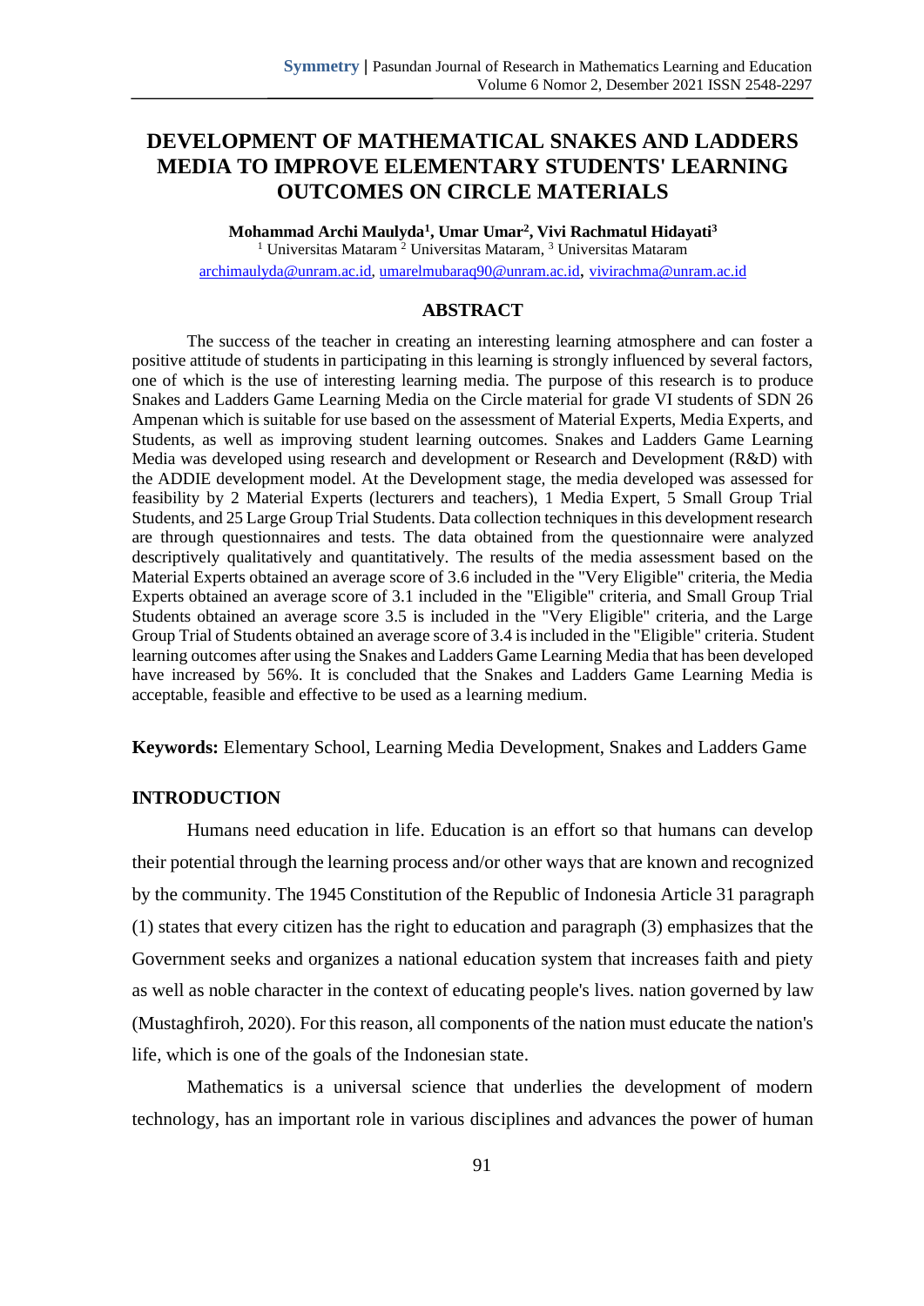# DEVELOPMENT OF MATHEMATICAL SNAKES AND LADDERS MEDIA TO IMPROVE ELEMENTARY STUDENTS' LEARNING OUTCOMES ON CIRCLE MATERIALS

**Mohammad Archi Maulyda[1], Umar Umar[2], Vivi Rachmatul Hidayati[3]**

[1] Universitas Mataram [2] Universitas Mataram, [3] Universitas Mataram

archimaulyda@unram.ac.id, umarelmubaraq90@unram.ac.id, vivirachma@unram.ac.id

## ABSTRACT

The success of the teacher in creating an interesting learning atmosphere and can foster a positive attitude of students in participating in this learning is strongly influenced by several factors, one of which is the use of interesting learning media. The purpose of this research is to produce Snakes and Ladders Game Learning Media on the Circle material for grade VI students of SDN 26 Ampenan which is suitable for use based on the assessment of Material Experts, Media Experts, and Students, as well as improving student learning outcomes. Snakes and Ladders Game Learning Media was developed using research and development or Research and Development (R&D) with the ADDIE development model. At the Development stage, the media developed was assessed for feasibility by 2 Material Experts (lecturers and teachers), 1 Media Expert, 5 Small Group Trial Students, and 25 Large Group Trial Students. Data collection techniques in this development research are through questionnaires and tests. The data obtained from the questionnaire were analyzed descriptively qualitatively and quantitatively. The results of the media assessment based on the Material Experts obtained an average score of 3.6 included in the "Very Eligible" criteria, the Media Experts obtained an average score of 3.1 included in the "Eligible" criteria, and Small Group Trial Students obtained an average score 3.5 is included in the "Very Eligible" criteria, and the Large Group Trial of Students obtained an average score of 3.4 is included in the "Eligible" criteria. Student learning outcomes after using the Snakes and Ladders Game Learning Media that has been developed have increased by 56%. It is concluded that the Snakes and Ladders Game Learning Media is acceptable, feasible and effective to be used as a learning medium.

**Keywords:** Elementary School, Learning Media Development, Snakes and Ladders Game

## INTRODUCTION

Humans need education in life. Education is an effort so that humans can develop their potential through the learning process and/or other ways that are known and recognized by the community. The 1945 Constitution of the Republic of Indonesia Article 31 paragraph (1) states that every citizen has the right to education and paragraph (3) emphasizes that the Government seeks and organizes a national education system that increases faith and piety as well as noble character in the context of educating people's lives. nation governed by law (Mustaghfiroh, 2020). For this reason, all components of the nation must educate the nation's life, which is one of the goals of the Indonesian state.

Mathematics is a universal science that underlies the development of modern technology, has an important role in various disciplines and advances the power of human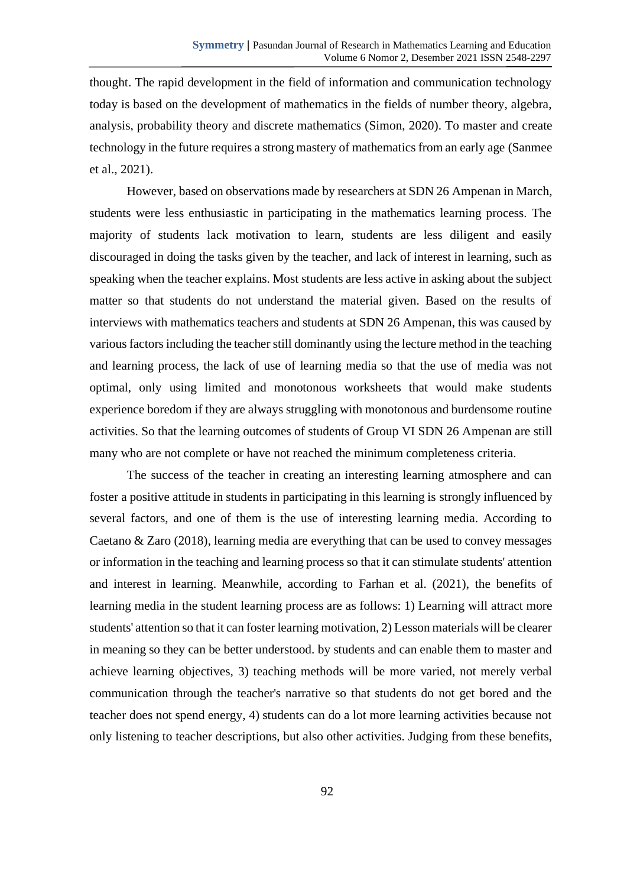thought. The rapid development in the field of information and communication technology today is based on the development of mathematics in the fields of number theory, algebra, analysis, probability theory and discrete mathematics (Simon, 2020). To master and create technology in the future requires a strong mastery of mathematics from an early age (Sanmee et al., 2021).

However, based on observations made by researchers at SDN 26 Ampenan in March, students were less enthusiastic in participating in the mathematics learning process. The majority of students lack motivation to learn, students are less diligent and easily discouraged in doing the tasks given by the teacher, and lack of interest in learning, such as speaking when the teacher explains. Most students are less active in asking about the subject matter so that students do not understand the material given. Based on the results of interviews with mathematics teachers and students at SDN 26 Ampenan, this was caused by various factors including the teacher still dominantly using the lecture method in the teaching and learning process, the lack of use of learning media so that the use of media was not optimal, only using limited and monotonous worksheets that would make students experience boredom if they are always struggling with monotonous and burdensome routine activities. So that the learning outcomes of students of Group VI SDN 26 Ampenan are still many who are not complete or have not reached the minimum completeness criteria.

The success of the teacher in creating an interesting learning atmosphere and can foster a positive attitude in students in participating in this learning is strongly influenced by several factors, and one of them is the use of interesting learning media. According to Caetano & Zaro (2018), learning media are everything that can be used to convey messages or information in the teaching and learning process so that it can stimulate students' attention and interest in learning. Meanwhile, according to Farhan et al. (2021), the benefits of learning media in the student learning process are as follows: 1) Learning will attract more students' attention so that it can foster learning motivation, 2) Lesson materials will be clearer in meaning so they can be better understood. by students and can enable them to master and achieve learning objectives, 3) teaching methods will be more varied, not merely verbal communication through the teacher's narrative so that students do not get bored and the teacher does not spend energy, 4) students can do a lot more learning activities because not only listening to teacher descriptions, but also other activities. Judging from these benefits,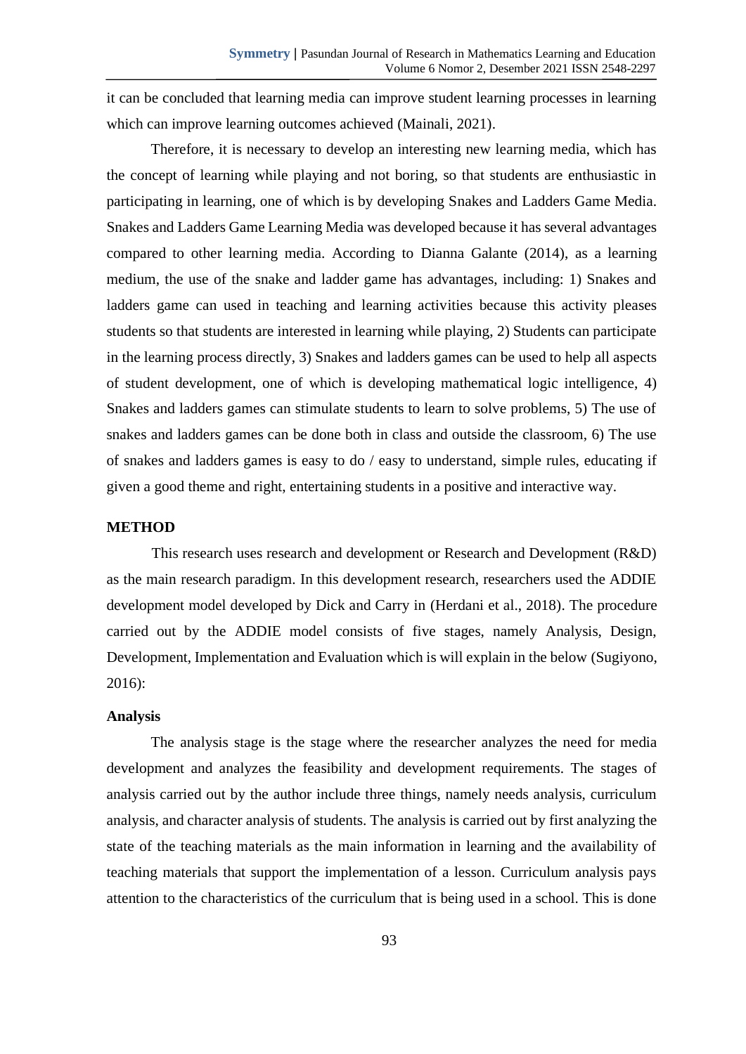it can be concluded that learning media can improve student learning processes in learning which can improve learning outcomes achieved (Mainali, 2021).

Therefore, it is necessary to develop an interesting new learning media, which has the concept of learning while playing and not boring, so that students are enthusiastic in participating in learning, one of which is by developing Snakes and Ladders Game Media. Snakes and Ladders Game Learning Media was developed because it has several advantages compared to other learning media. According to Dianna Galante (2014), as a learning medium, the use of the snake and ladder game has advantages, including: 1) Snakes and ladders game can used in teaching and learning activities because this activity pleases students so that students are interested in learning while playing, 2) Students can participate in the learning process directly, 3) Snakes and ladders games can be used to help all aspects of student development, one of which is developing mathematical logic intelligence, 4) Snakes and ladders games can stimulate students to learn to solve problems, 5) The use of snakes and ladders games can be done both in class and outside the classroom, 6) The use of snakes and ladders games is easy to do / easy to understand, simple rules, educating if given a good theme and right, entertaining students in a positive and interactive way.

## METHOD

This research uses research and development or Research and Development (R&D) as the main research paradigm. In this development research, researchers used the ADDIE development model developed by Dick and Carry in (Herdani et al., 2018). The procedure carried out by the ADDIE model consists of five stages, namely Analysis, Design, Development, Implementation and Evaluation which is will explain in the below (Sugiyono, 2016):

### Analysis

The analysis stage is the stage where the researcher analyzes the need for media development and analyzes the feasibility and development requirements. The stages of analysis carried out by the author include three things, namely needs analysis, curriculum analysis, and character analysis of students. The analysis is carried out by first analyzing the state of the teaching materials as the main information in learning and the availability of teaching materials that support the implementation of a lesson. Curriculum analysis pays attention to the characteristics of the curriculum that is being used in a school. This is done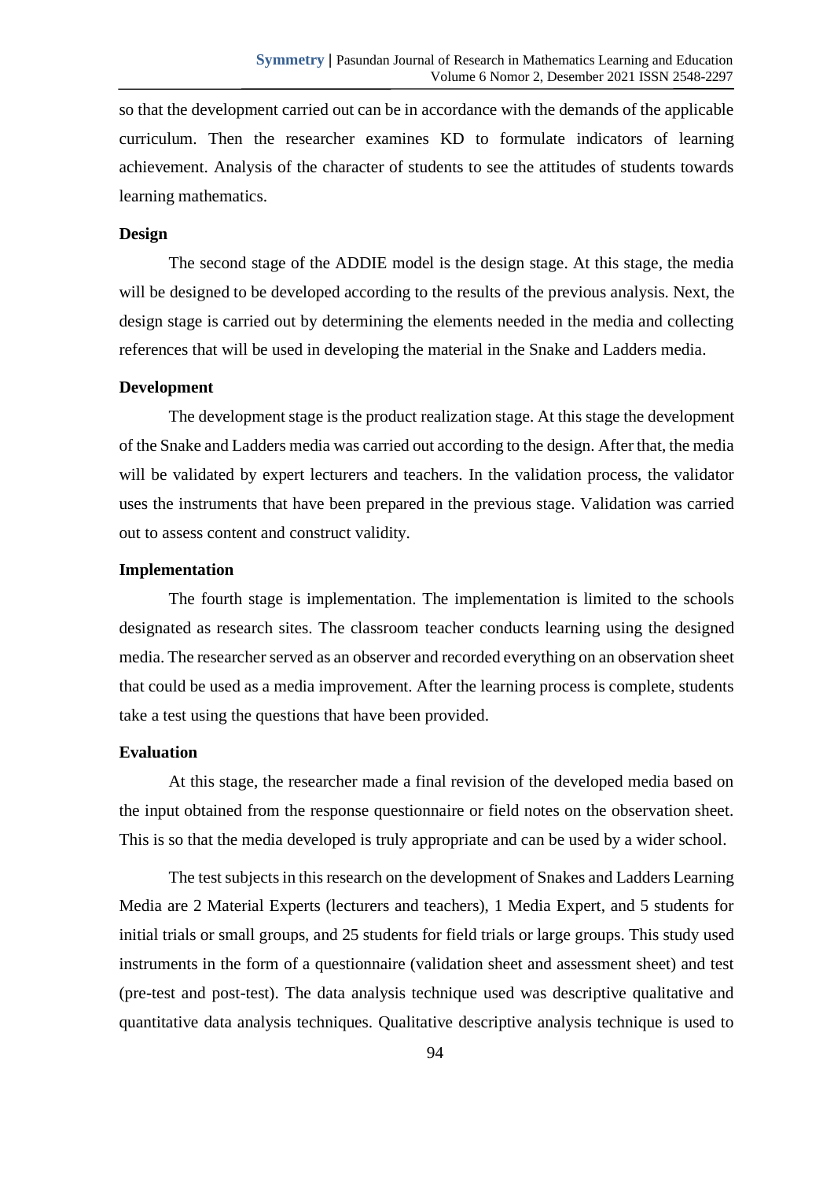so that the development carried out can be in accordance with the demands of the applicable curriculum. Then the researcher examines KD to formulate indicators of learning achievement. Analysis of the character of students to see the attitudes of students towards learning mathematics.

### Design

The second stage of the ADDIE model is the design stage. At this stage, the media will be designed to be developed according to the results of the previous analysis. Next, the design stage is carried out by determining the elements needed in the media and collecting references that will be used in developing the material in the Snake and Ladders media.

### Development

The development stage is the product realization stage. At this stage the development of the Snake and Ladders media was carried out according to the design. After that, the media will be validated by expert lecturers and teachers. In the validation process, the validator uses the instruments that have been prepared in the previous stage. Validation was carried out to assess content and construct validity.

### Implementation

The fourth stage is implementation. The implementation is limited to the schools designated as research sites. The classroom teacher conducts learning using the designed media. The researcher served as an observer and recorded everything on an observation sheet that could be used as a media improvement. After the learning process is complete, students take a test using the questions that have been provided.

### Evaluation

At this stage, the researcher made a final revision of the developed media based on the input obtained from the response questionnaire or field notes on the observation sheet. This is so that the media developed is truly appropriate and can be used by a wider school.

The test subjects in this research on the development of Snakes and Ladders Learning Media are 2 Material Experts (lecturers and teachers), 1 Media Expert, and 5 students for initial trials or small groups, and 25 students for field trials or large groups. This study used instruments in the form of a questionnaire (validation sheet and assessment sheet) and test (pre-test and post-test). The data analysis technique used was descriptive qualitative and quantitative data analysis techniques. Qualitative descriptive analysis technique is used to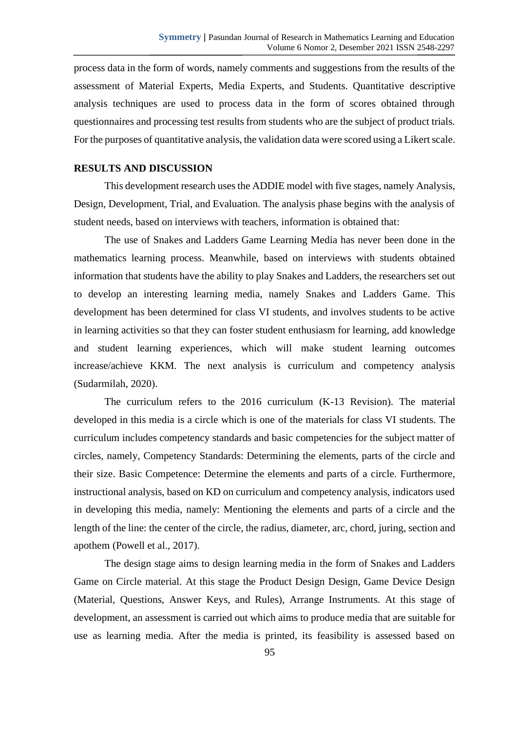process data in the form of words, namely comments and suggestions from the results of the assessment of Material Experts, Media Experts, and Students. Quantitative descriptive analysis techniques are used to process data in the form of scores obtained through questionnaires and processing test results from students who are the subject of product trials. For the purposes of quantitative analysis, the validation data were scored using a Likert scale.

## RESULTS AND DISCUSSION

This development research uses the ADDIE model with five stages, namely Analysis, Design, Development, Trial, and Evaluation. The analysis phase begins with the analysis of student needs, based on interviews with teachers, information is obtained that:

The use of Snakes and Ladders Game Learning Media has never been done in the mathematics learning process. Meanwhile, based on interviews with students obtained information that students have the ability to play Snakes and Ladders, the researchers set out to develop an interesting learning media, namely Snakes and Ladders Game. This development has been determined for class VI students, and involves students to be active in learning activities so that they can foster student enthusiasm for learning, add knowledge and student learning experiences, which will make student learning outcomes increase/achieve KKM. The next analysis is curriculum and competency analysis (Sudarmilah, 2020).

The curriculum refers to the 2016 curriculum (K-13 Revision). The material developed in this media is a circle which is one of the materials for class VI students. The curriculum includes competency standards and basic competencies for the subject matter of circles, namely, Competency Standards: Determining the elements, parts of the circle and their size. Basic Competence: Determine the elements and parts of a circle. Furthermore, instructional analysis, based on KD on curriculum and competency analysis, indicators used in developing this media, namely: Mentioning the elements and parts of a circle and the length of the line: the center of the circle, the radius, diameter, arc, chord, juring, section and apothem (Powell et al., 2017).

The design stage aims to design learning media in the form of Snakes and Ladders Game on Circle material. At this stage the Product Design Design, Game Device Design (Material, Questions, Answer Keys, and Rules), Arrange Instruments. At this stage of development, an assessment is carried out which aims to produce media that are suitable for use as learning media. After the media is printed, its feasibility is assessed based on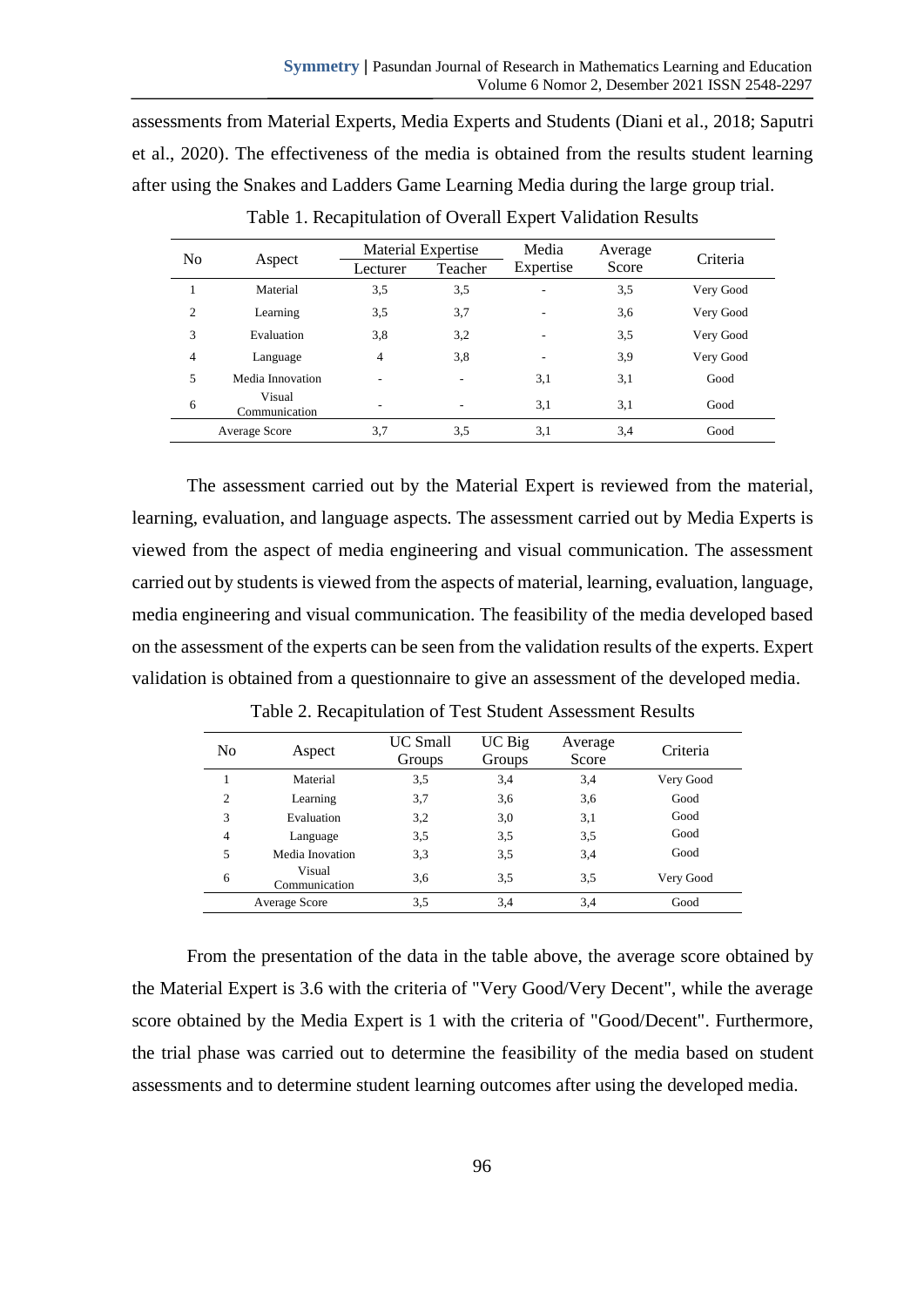assessments from Material Experts, Media Experts and Students (Diani et al., 2018; Saputri et al., 2020). The effectiveness of the media is obtained from the results student learning after using the Snakes and Ladders Game Learning Media during the large group trial.

Table 1. Recapitulation of Overall Expert Validation Results

| No | Aspect | Material Expertise | | Media Expertise | Average Score | Criteria |
|---|---|---|---|---|---|---|
| | | Lecturer | Teacher | | | |
| 1 | Material | 3,5 | 3,5 | - | 3,5 | Very Good |
| 2 | Learning | 3,5 | 3,7 | - | 3,6 | Very Good |
| 3 | Evaluation | 3,8 | 3,2 | - | 3,5 | Very Good |
| 4 | Language | 4 | 3,8 | - | 3,9 | Very Good |
| 5 | Media Innovation | - | - | 3,1 | 3,1 | Good |
| 6 | Visual Communication | - | - | 3,1 | 3,1 | Good |
| Average Score | | 3,7 | 3,5 | 3,1 | 3,4 | Good |

The assessment carried out by the Material Expert is reviewed from the material, learning, evaluation, and language aspects. The assessment carried out by Media Experts is viewed from the aspect of media engineering and visual communication. The assessment carried out by students is viewed from the aspects of material, learning, evaluation, language, media engineering and visual communication. The feasibility of the media developed based on the assessment of the experts can be seen from the validation results of the experts. Expert validation is obtained from a questionnaire to give an assessment of the developed media.

Table 2. Recapitulation of Test Student Assessment Results

| No | Aspect | UC Small Groups | UC Big Groups | Average Score | Criteria |
|---|---|---|---|---|---|
| 1 | Material | 3,5 | 3,4 | 3,4 | Very Good |
| 2 | Learning | 3,7 | 3,6 | 3,6 | Good |
| 3 | Evaluation | 3,2 | 3,0 | 3,1 | Good |
| 4 | Language | 3,5 | 3,5 | 3,5 | Good |
| 5 | Media Inovation | 3,3 | 3,5 | 3,4 | Good |
| 6 | Visual Communication | 3,6 | 3,5 | 3,5 | Very Good |
| Average Score | | 3,5 | 3,4 | 3,4 | Good |

From the presentation of the data in the table above, the average score obtained by the Material Expert is 3.6 with the criteria of "Very Good/Very Decent", while the average score obtained by the Media Expert is 1 with the criteria of "Good/Decent". Furthermore, the trial phase was carried out to determine the feasibility of the media based on student assessments and to determine student learning outcomes after using the developed media.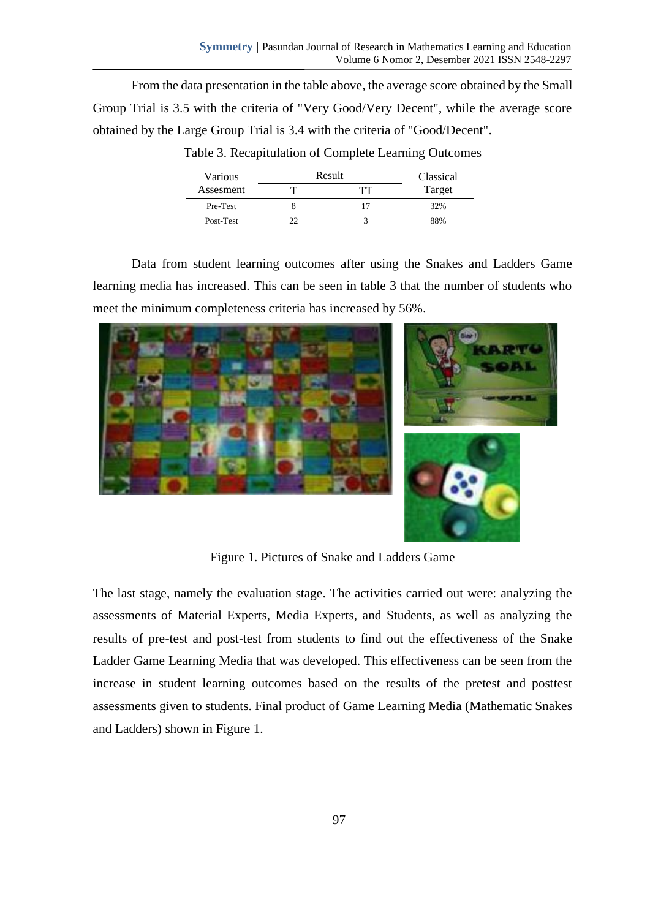From the data presentation in the table above, the average score obtained by the Small Group Trial is 3.5 with the criteria of "Very Good/Very Decent", while the average score obtained by the Large Group Trial is 3.4 with the criteria of "Good/Decent".

Table 3. Recapitulation of Complete Learning Outcomes

| Various Assesment | Result | | Classical Target |
|---|---|---|---|
| | T | TT | |
| Pre-Test | 8 | 17 | 32% |
| Post-Test | 22 | 3 | 88% |

Data from student learning outcomes after using the Snakes and Ladders Game learning media has increased. This can be seen in table 3 that the number of students who meet the minimum completeness criteria has increased by 56%.

Figure 1. Pictures of Snake and Ladders Game

The last stage, namely the evaluation stage. The activities carried out were: analyzing the assessments of Material Experts, Media Experts, and Students, as well as analyzing the results of pre-test and post-test from students to find out the effectiveness of the Snake Ladder Game Learning Media that was developed. This effectiveness can be seen from the increase in student learning outcomes based on the results of the pretest and posttest assessments given to students. Final product of Game Learning Media (Mathematic Snakes and Ladders) shown in Figure 1.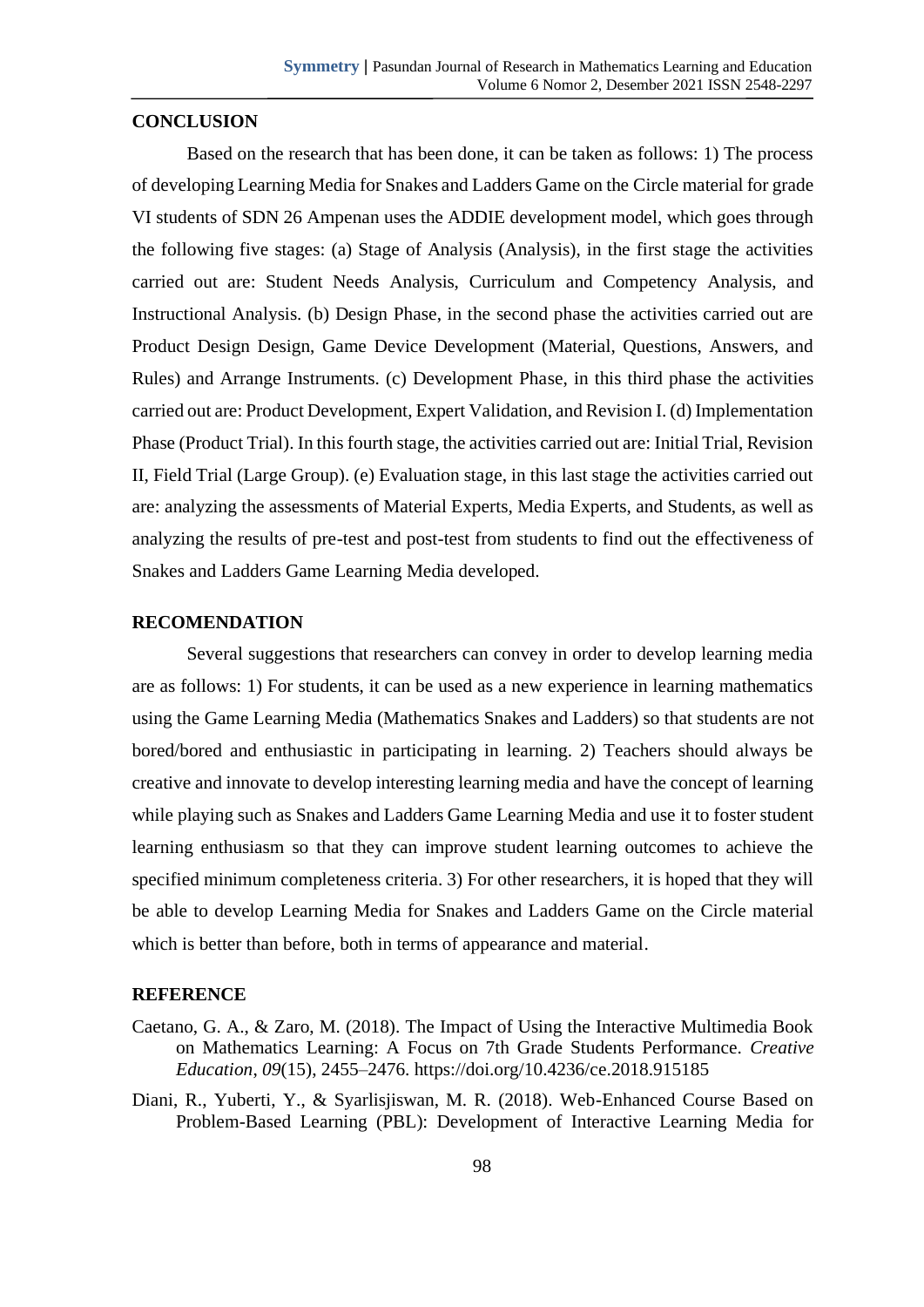## CONCLUSION

Based on the research that has been done, it can be taken as follows: 1) The process of developing Learning Media for Snakes and Ladders Game on the Circle material for grade VI students of SDN 26 Ampenan uses the ADDIE development model, which goes through the following five stages: (a) Stage of Analysis (Analysis), in the first stage the activities carried out are: Student Needs Analysis, Curriculum and Competency Analysis, and Instructional Analysis. (b) Design Phase, in the second phase the activities carried out are Product Design Design, Game Device Development (Material, Questions, Answers, and Rules) and Arrange Instruments. (c) Development Phase, in this third phase the activities carried out are: Product Development, Expert Validation, and Revision I. (d) Implementation Phase (Product Trial). In this fourth stage, the activities carried out are: Initial Trial, Revision II, Field Trial (Large Group). (e) Evaluation stage, in this last stage the activities carried out are: analyzing the assessments of Material Experts, Media Experts, and Students, as well as analyzing the results of pre-test and post-test from students to find out the effectiveness of Snakes and Ladders Game Learning Media developed.

## RECOMENDATION

Several suggestions that researchers can convey in order to develop learning media are as follows: 1) For students, it can be used as a new experience in learning mathematics using the Game Learning Media (Mathematics Snakes and Ladders) so that students are not bored/bored and enthusiastic in participating in learning. 2) Teachers should always be creative and innovate to develop interesting learning media and have the concept of learning while playing such as Snakes and Ladders Game Learning Media and use it to foster student learning enthusiasm so that they can improve student learning outcomes to achieve the specified minimum completeness criteria. 3) For other researchers, it is hoped that they will be able to develop Learning Media for Snakes and Ladders Game on the Circle material which is better than before, both in terms of appearance and material.

## REFERENCE

Caetano, G. A., & Zaro, M. (2018). The Impact of Using the Interactive Multimedia Book on Mathematics Learning: A Focus on 7th Grade Students Performance. *Creative Education*, *09*(15), 2455–2476. https://doi.org/10.4236/ce.2018.915185

Diani, R., Yuberti, Y., & Syarlisjiswan, M. R. (2018). Web-Enhanced Course Based on Problem-Based Learning (PBL): Development of Interactive Learning Media for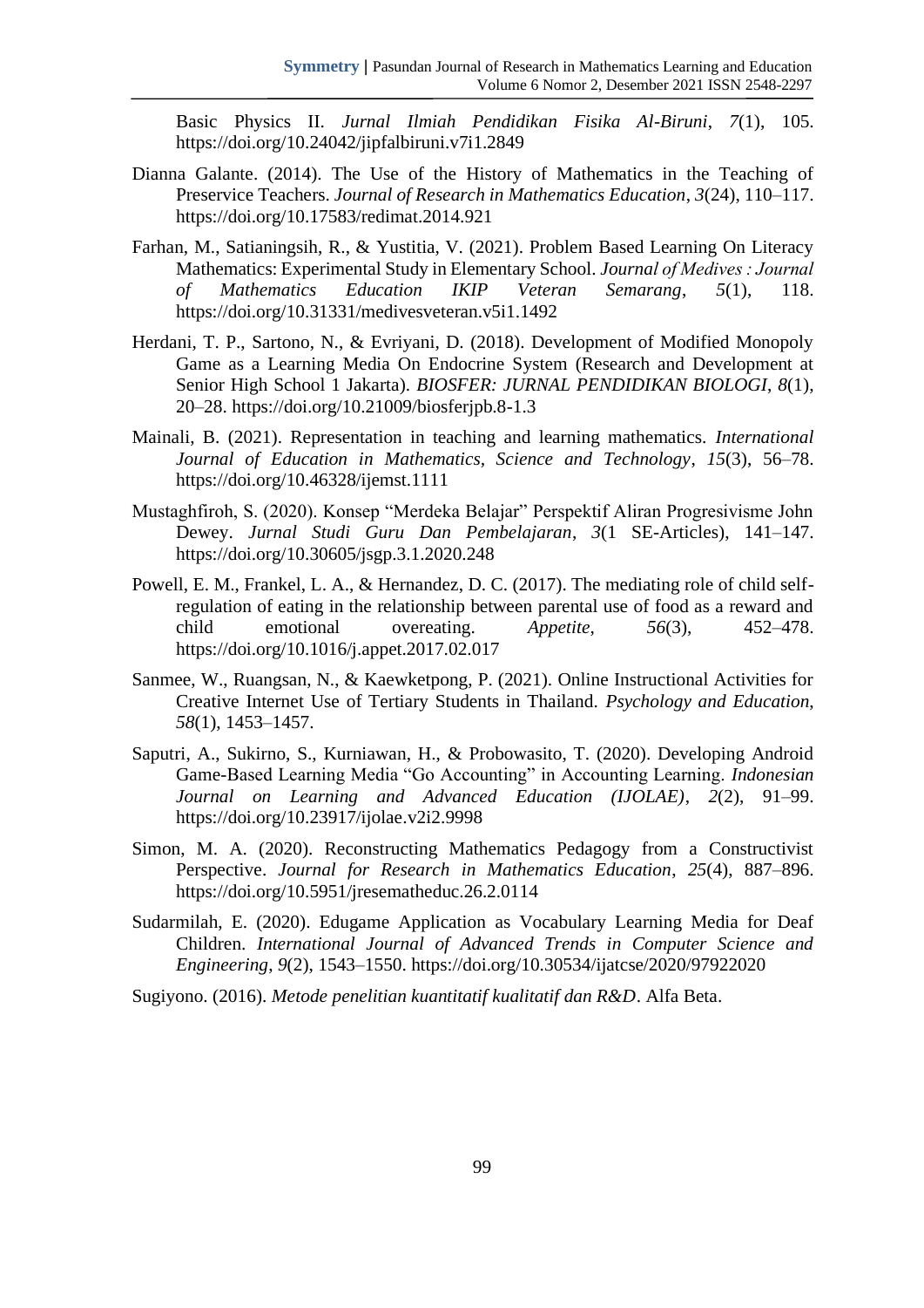Basic Physics II. *Jurnal Ilmiah Pendidikan Fisika Al-Biruni*, *7*(1), 105. https://doi.org/10.24042/jipfalbiruni.v7i1.2849

Dianna Galante. (2014). The Use of the History of Mathematics in the Teaching of Preservice Teachers. *Journal of Research in Mathematics Education*, *3*(24), 110–117. https://doi.org/10.17583/redimat.2014.921

Farhan, M., Satianingsih, R., & Yustitia, V. (2021). Problem Based Learning On Literacy Mathematics: Experimental Study in Elementary School. *Journal of Medives : Journal of Mathematics Education IKIP Veteran Semarang*, *5*(1), 118. https://doi.org/10.31331/medivesveteran.v5i1.1492

Herdani, T. P., Sartono, N., & Evriyani, D. (2018). Development of Modified Monopoly Game as a Learning Media On Endocrine System (Research and Development at Senior High School 1 Jakarta). *BIOSFER: JURNAL PENDIDIKAN BIOLOGI*, *8*(1), 20–28. https://doi.org/10.21009/biosferjpb.8-1.3

Mainali, B. (2021). Representation in teaching and learning mathematics. *International Journal of Education in Mathematics, Science and Technology*, *15*(3), 56–78. https://doi.org/10.46328/ijemst.1111

Mustaghfiroh, S. (2020). Konsep "Merdeka Belajar" Perspektif Aliran Progresivisme John Dewey. *Jurnal Studi Guru Dan Pembelajaran*, *3*(1 SE-Articles), 141–147. https://doi.org/10.30605/jsgp.3.1.2020.248

Powell, E. M., Frankel, L. A., & Hernandez, D. C. (2017). The mediating role of child self-regulation of eating in the relationship between parental use of food as a reward and child emotional overeating. *Appetite*, *56*(3), 452–478. https://doi.org/10.1016/j.appet.2017.02.017

Sanmee, W., Ruangsan, N., & Kaewketpong, P. (2021). Online Instructional Activities for Creative Internet Use of Tertiary Students in Thailand. *Psychology and Education*, *58*(1), 1453–1457.

Saputri, A., Sukirno, S., Kurniawan, H., & Probowasito, T. (2020). Developing Android Game-Based Learning Media "Go Accounting" in Accounting Learning. *Indonesian Journal on Learning and Advanced Education (IJOLAE)*, *2*(2), 91–99. https://doi.org/10.23917/ijolae.v2i2.9998

Simon, M. A. (2020). Reconstructing Mathematics Pedagogy from a Constructivist Perspective. *Journal for Research in Mathematics Education*, *25*(4), 887–896. https://doi.org/10.5951/jresematheduc.26.2.0114

Sudarmilah, E. (2020). Edugame Application as Vocabulary Learning Media for Deaf Children. *International Journal of Advanced Trends in Computer Science and Engineering*, *9*(2), 1543–1550. https://doi.org/10.30534/ijatcse/2020/97922020

Sugiyono. (2016). *Metode penelitian kuantitatif kualitatif dan R&D*. Alfa Beta.